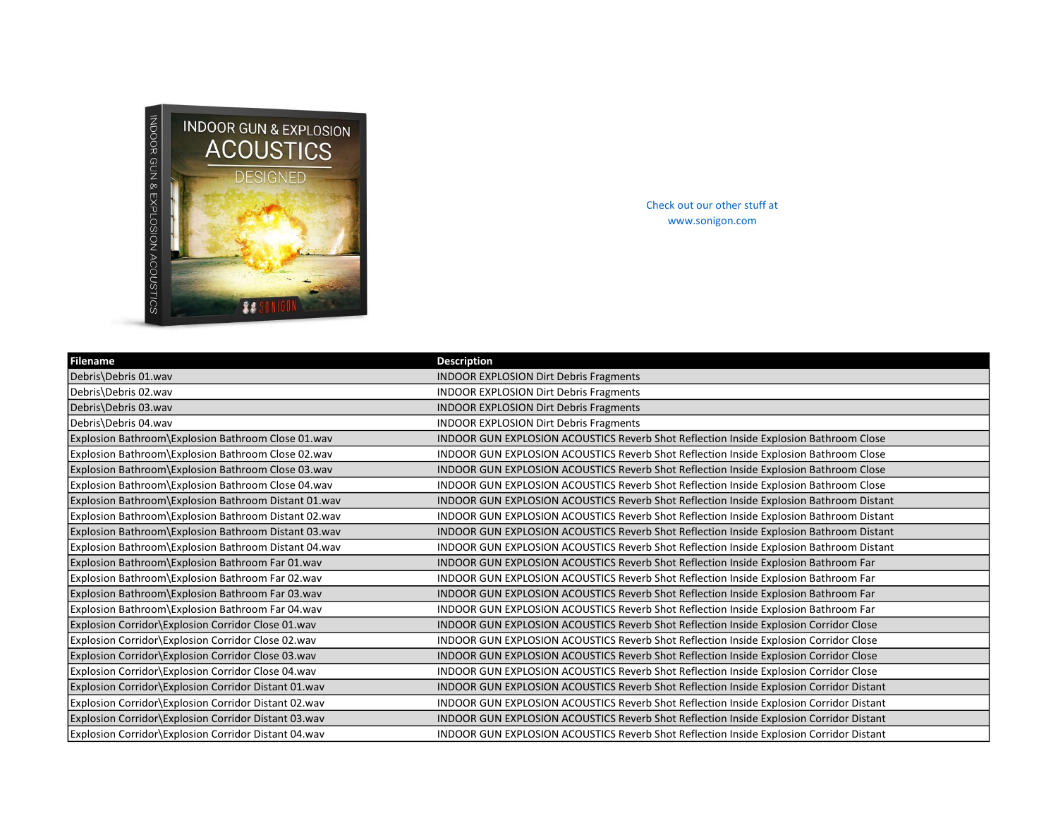Check out our other stuff at www.sonigon.com

| Filename | Description |
|---|---|
| Debris\Debris 01.wav | INDOOR EXPLOSION Dirt Debris Fragments |
| Debris\Debris 02.wav | INDOOR EXPLOSION Dirt Debris Fragments |
| Debris\Debris 03.wav | INDOOR EXPLOSION Dirt Debris Fragments |
| Debris\Debris 04.wav | INDOOR EXPLOSION Dirt Debris Fragments |
| Explosion Bathroom\Explosion Bathroom Close 01.wav | INDOOR GUN EXPLOSION ACOUSTICS Reverb Shot Reflection Inside Explosion Bathroom Close |
| Explosion Bathroom\Explosion Bathroom Close 02.wav | INDOOR GUN EXPLOSION ACOUSTICS Reverb Shot Reflection Inside Explosion Bathroom Close |
| Explosion Bathroom\Explosion Bathroom Close 03.wav | INDOOR GUN EXPLOSION ACOUSTICS Reverb Shot Reflection Inside Explosion Bathroom Close |
| Explosion Bathroom\Explosion Bathroom Close 04.wav | INDOOR GUN EXPLOSION ACOUSTICS Reverb Shot Reflection Inside Explosion Bathroom Close |
| Explosion Bathroom\Explosion Bathroom Distant 01.wav | INDOOR GUN EXPLOSION ACOUSTICS Reverb Shot Reflection Inside Explosion Bathroom Distant |
| Explosion Bathroom\Explosion Bathroom Distant 02.wav | INDOOR GUN EXPLOSION ACOUSTICS Reverb Shot Reflection Inside Explosion Bathroom Distant |
| Explosion Bathroom\Explosion Bathroom Distant 03.wav | INDOOR GUN EXPLOSION ACOUSTICS Reverb Shot Reflection Inside Explosion Bathroom Distant |
| Explosion Bathroom\Explosion Bathroom Distant 04.wav | INDOOR GUN EXPLOSION ACOUSTICS Reverb Shot Reflection Inside Explosion Bathroom Distant |
| Explosion Bathroom\Explosion Bathroom Far 01.wav | INDOOR GUN EXPLOSION ACOUSTICS Reverb Shot Reflection Inside Explosion Bathroom Far |
| Explosion Bathroom\Explosion Bathroom Far 02.wav | INDOOR GUN EXPLOSION ACOUSTICS Reverb Shot Reflection Inside Explosion Bathroom Far |
| Explosion Bathroom\Explosion Bathroom Far 03.wav | INDOOR GUN EXPLOSION ACOUSTICS Reverb Shot Reflection Inside Explosion Bathroom Far |
| Explosion Bathroom\Explosion Bathroom Far 04.wav | INDOOR GUN EXPLOSION ACOUSTICS Reverb Shot Reflection Inside Explosion Bathroom Far |
| Explosion Corridor\Explosion Corridor Close 01.wav | INDOOR GUN EXPLOSION ACOUSTICS Reverb Shot Reflection Inside Explosion Corridor Close |
| Explosion Corridor\Explosion Corridor Close 02.wav | INDOOR GUN EXPLOSION ACOUSTICS Reverb Shot Reflection Inside Explosion Corridor Close |
| Explosion Corridor\Explosion Corridor Close 03.wav | INDOOR GUN EXPLOSION ACOUSTICS Reverb Shot Reflection Inside Explosion Corridor Close |
| Explosion Corridor\Explosion Corridor Close 04.wav | INDOOR GUN EXPLOSION ACOUSTICS Reverb Shot Reflection Inside Explosion Corridor Close |
| Explosion Corridor\Explosion Corridor Distant 01.wav | INDOOR GUN EXPLOSION ACOUSTICS Reverb Shot Reflection Inside Explosion Corridor Distant |
| Explosion Corridor\Explosion Corridor Distant 02.wav | INDOOR GUN EXPLOSION ACOUSTICS Reverb Shot Reflection Inside Explosion Corridor Distant |
| Explosion Corridor\Explosion Corridor Distant 03.wav | INDOOR GUN EXPLOSION ACOUSTICS Reverb Shot Reflection Inside Explosion Corridor Distant |
| Explosion Corridor\Explosion Corridor Distant 04.wav | INDOOR GUN EXPLOSION ACOUSTICS Reverb Shot Reflection Inside Explosion Corridor Distant |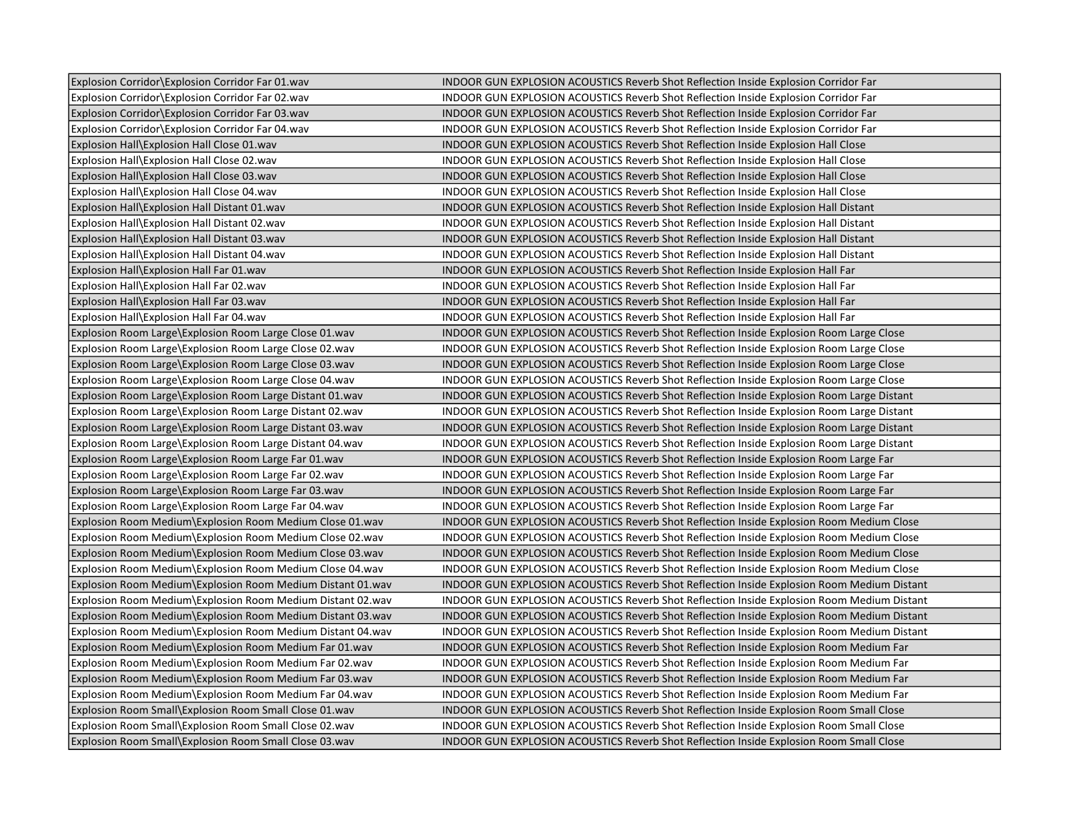| Explosion Corridor\Explosion Corridor Far 01.wav | INDOOR GUN EXPLOSION ACOUSTICS Reverb Shot Reflection Inside Explosion Corridor Far |
|---|---|
| Explosion Corridor\Explosion Corridor Far 02.wav | INDOOR GUN EXPLOSION ACOUSTICS Reverb Shot Reflection Inside Explosion Corridor Far |
| Explosion Corridor\Explosion Corridor Far 03.wav | INDOOR GUN EXPLOSION ACOUSTICS Reverb Shot Reflection Inside Explosion Corridor Far |
| Explosion Corridor\Explosion Corridor Far 04.wav | INDOOR GUN EXPLOSION ACOUSTICS Reverb Shot Reflection Inside Explosion Corridor Far |
| Explosion Hall\Explosion Hall Close 01.wav | INDOOR GUN EXPLOSION ACOUSTICS Reverb Shot Reflection Inside Explosion Hall Close |
| Explosion Hall\Explosion Hall Close 02.wav | INDOOR GUN EXPLOSION ACOUSTICS Reverb Shot Reflection Inside Explosion Hall Close |
| Explosion Hall\Explosion Hall Close 03.wav | INDOOR GUN EXPLOSION ACOUSTICS Reverb Shot Reflection Inside Explosion Hall Close |
| Explosion Hall\Explosion Hall Close 04.wav | INDOOR GUN EXPLOSION ACOUSTICS Reverb Shot Reflection Inside Explosion Hall Close |
| Explosion Hall\Explosion Hall Distant 01.wav | INDOOR GUN EXPLOSION ACOUSTICS Reverb Shot Reflection Inside Explosion Hall Distant |
| Explosion Hall\Explosion Hall Distant 02.wav | INDOOR GUN EXPLOSION ACOUSTICS Reverb Shot Reflection Inside Explosion Hall Distant |
| Explosion Hall\Explosion Hall Distant 03.wav | INDOOR GUN EXPLOSION ACOUSTICS Reverb Shot Reflection Inside Explosion Hall Distant |
| Explosion Hall\Explosion Hall Distant 04.wav | INDOOR GUN EXPLOSION ACOUSTICS Reverb Shot Reflection Inside Explosion Hall Distant |
| Explosion Hall\Explosion Hall Far 01.wav | INDOOR GUN EXPLOSION ACOUSTICS Reverb Shot Reflection Inside Explosion Hall Far |
| Explosion Hall\Explosion Hall Far 02.wav | INDOOR GUN EXPLOSION ACOUSTICS Reverb Shot Reflection Inside Explosion Hall Far |
| Explosion Hall\Explosion Hall Far 03.wav | INDOOR GUN EXPLOSION ACOUSTICS Reverb Shot Reflection Inside Explosion Hall Far |
| Explosion Hall\Explosion Hall Far 04.wav | INDOOR GUN EXPLOSION ACOUSTICS Reverb Shot Reflection Inside Explosion Hall Far |
| Explosion Room Large\Explosion Room Large Close 01.wav | INDOOR GUN EXPLOSION ACOUSTICS Reverb Shot Reflection Inside Explosion Room Large Close |
| Explosion Room Large\Explosion Room Large Close 02.wav | INDOOR GUN EXPLOSION ACOUSTICS Reverb Shot Reflection Inside Explosion Room Large Close |
| Explosion Room Large\Explosion Room Large Close 03.wav | INDOOR GUN EXPLOSION ACOUSTICS Reverb Shot Reflection Inside Explosion Room Large Close |
| Explosion Room Large\Explosion Room Large Close 04.wav | INDOOR GUN EXPLOSION ACOUSTICS Reverb Shot Reflection Inside Explosion Room Large Close |
| Explosion Room Large\Explosion Room Large Distant 01.wav | INDOOR GUN EXPLOSION ACOUSTICS Reverb Shot Reflection Inside Explosion Room Large Distant |
| Explosion Room Large\Explosion Room Large Distant 02.wav | INDOOR GUN EXPLOSION ACOUSTICS Reverb Shot Reflection Inside Explosion Room Large Distant |
| Explosion Room Large\Explosion Room Large Distant 03.wav | INDOOR GUN EXPLOSION ACOUSTICS Reverb Shot Reflection Inside Explosion Room Large Distant |
| Explosion Room Large\Explosion Room Large Distant 04.wav | INDOOR GUN EXPLOSION ACOUSTICS Reverb Shot Reflection Inside Explosion Room Large Distant |
| Explosion Room Large\Explosion Room Large Far 01.wav | INDOOR GUN EXPLOSION ACOUSTICS Reverb Shot Reflection Inside Explosion Room Large Far |
| Explosion Room Large\Explosion Room Large Far 02.wav | INDOOR GUN EXPLOSION ACOUSTICS Reverb Shot Reflection Inside Explosion Room Large Far |
| Explosion Room Large\Explosion Room Large Far 03.wav | INDOOR GUN EXPLOSION ACOUSTICS Reverb Shot Reflection Inside Explosion Room Large Far |
| Explosion Room Large\Explosion Room Large Far 04.wav | INDOOR GUN EXPLOSION ACOUSTICS Reverb Shot Reflection Inside Explosion Room Large Far |
| Explosion Room Medium\Explosion Room Medium Close 01.wav | INDOOR GUN EXPLOSION ACOUSTICS Reverb Shot Reflection Inside Explosion Room Medium Close |
| Explosion Room Medium\Explosion Room Medium Close 02.wav | INDOOR GUN EXPLOSION ACOUSTICS Reverb Shot Reflection Inside Explosion Room Medium Close |
| Explosion Room Medium\Explosion Room Medium Close 03.wav | INDOOR GUN EXPLOSION ACOUSTICS Reverb Shot Reflection Inside Explosion Room Medium Close |
| Explosion Room Medium\Explosion Room Medium Close 04.wav | INDOOR GUN EXPLOSION ACOUSTICS Reverb Shot Reflection Inside Explosion Room Medium Close |
| Explosion Room Medium\Explosion Room Medium Distant 01.wav | INDOOR GUN EXPLOSION ACOUSTICS Reverb Shot Reflection Inside Explosion Room Medium Distant |
| Explosion Room Medium\Explosion Room Medium Distant 02.wav | INDOOR GUN EXPLOSION ACOUSTICS Reverb Shot Reflection Inside Explosion Room Medium Distant |
| Explosion Room Medium\Explosion Room Medium Distant 03.wav | INDOOR GUN EXPLOSION ACOUSTICS Reverb Shot Reflection Inside Explosion Room Medium Distant |
| Explosion Room Medium\Explosion Room Medium Distant 04.wav | INDOOR GUN EXPLOSION ACOUSTICS Reverb Shot Reflection Inside Explosion Room Medium Distant |
| Explosion Room Medium\Explosion Room Medium Far 01.wav | INDOOR GUN EXPLOSION ACOUSTICS Reverb Shot Reflection Inside Explosion Room Medium Far |
| Explosion Room Medium\Explosion Room Medium Far 02.wav | INDOOR GUN EXPLOSION ACOUSTICS Reverb Shot Reflection Inside Explosion Room Medium Far |
| Explosion Room Medium\Explosion Room Medium Far 03.wav | INDOOR GUN EXPLOSION ACOUSTICS Reverb Shot Reflection Inside Explosion Room Medium Far |
| Explosion Room Medium\Explosion Room Medium Far 04.wav | INDOOR GUN EXPLOSION ACOUSTICS Reverb Shot Reflection Inside Explosion Room Medium Far |
| Explosion Room Small\Explosion Room Small Close 01.wav | INDOOR GUN EXPLOSION ACOUSTICS Reverb Shot Reflection Inside Explosion Room Small Close |
| Explosion Room Small\Explosion Room Small Close 02.wav | INDOOR GUN EXPLOSION ACOUSTICS Reverb Shot Reflection Inside Explosion Room Small Close |
| Explosion Room Small\Explosion Room Small Close 03.wav | INDOOR GUN EXPLOSION ACOUSTICS Reverb Shot Reflection Inside Explosion Room Small Close |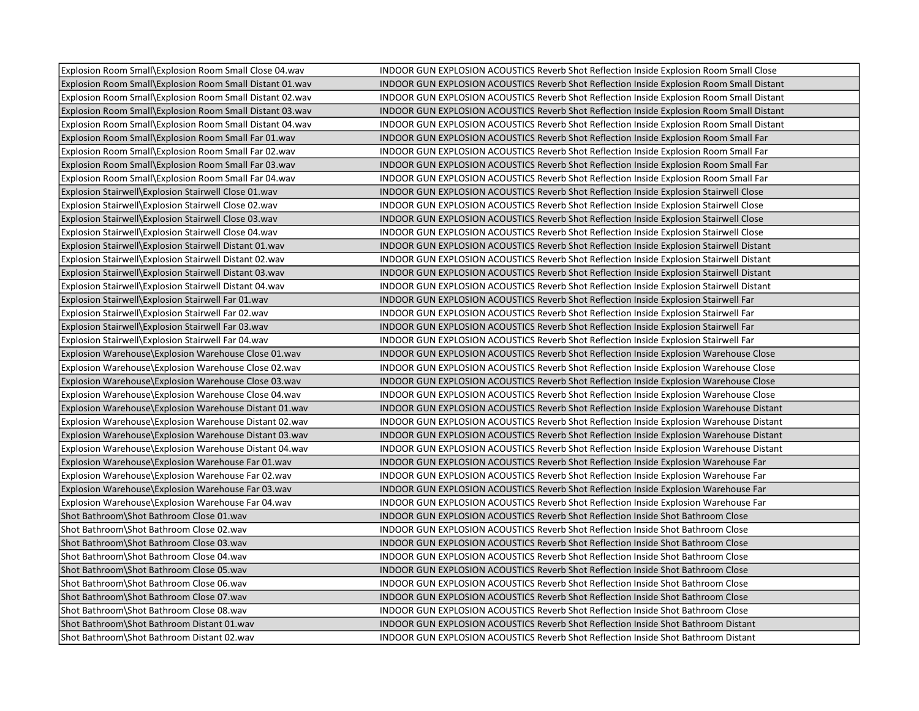| Explosion Room Small\Explosion Room Small Close 04.wav | INDOOR GUN EXPLOSION ACOUSTICS Reverb Shot Reflection Inside Explosion Room Small Close |
|---|---|
| Explosion Room Small\Explosion Room Small Distant 01.wav | INDOOR GUN EXPLOSION ACOUSTICS Reverb Shot Reflection Inside Explosion Room Small Distant |
| Explosion Room Small\Explosion Room Small Distant 02.wav | INDOOR GUN EXPLOSION ACOUSTICS Reverb Shot Reflection Inside Explosion Room Small Distant |
| Explosion Room Small\Explosion Room Small Distant 03.wav | INDOOR GUN EXPLOSION ACOUSTICS Reverb Shot Reflection Inside Explosion Room Small Distant |
| Explosion Room Small\Explosion Room Small Distant 04.wav | INDOOR GUN EXPLOSION ACOUSTICS Reverb Shot Reflection Inside Explosion Room Small Distant |
| Explosion Room Small\Explosion Room Small Far 01.wav | INDOOR GUN EXPLOSION ACOUSTICS Reverb Shot Reflection Inside Explosion Room Small Far |
| Explosion Room Small\Explosion Room Small Far 02.wav | INDOOR GUN EXPLOSION ACOUSTICS Reverb Shot Reflection Inside Explosion Room Small Far |
| Explosion Room Small\Explosion Room Small Far 03.wav | INDOOR GUN EXPLOSION ACOUSTICS Reverb Shot Reflection Inside Explosion Room Small Far |
| Explosion Room Small\Explosion Room Small Far 04.wav | INDOOR GUN EXPLOSION ACOUSTICS Reverb Shot Reflection Inside Explosion Room Small Far |
| Explosion Stairwell\Explosion Stairwell Close 01.wav | INDOOR GUN EXPLOSION ACOUSTICS Reverb Shot Reflection Inside Explosion Stairwell Close |
| Explosion Stairwell\Explosion Stairwell Close 02.wav | INDOOR GUN EXPLOSION ACOUSTICS Reverb Shot Reflection Inside Explosion Stairwell Close |
| Explosion Stairwell\Explosion Stairwell Close 03.wav | INDOOR GUN EXPLOSION ACOUSTICS Reverb Shot Reflection Inside Explosion Stairwell Close |
| Explosion Stairwell\Explosion Stairwell Close 04.wav | INDOOR GUN EXPLOSION ACOUSTICS Reverb Shot Reflection Inside Explosion Stairwell Close |
| Explosion Stairwell\Explosion Stairwell Distant 01.wav | INDOOR GUN EXPLOSION ACOUSTICS Reverb Shot Reflection Inside Explosion Stairwell Distant |
| Explosion Stairwell\Explosion Stairwell Distant 02.wav | INDOOR GUN EXPLOSION ACOUSTICS Reverb Shot Reflection Inside Explosion Stairwell Distant |
| Explosion Stairwell\Explosion Stairwell Distant 03.wav | INDOOR GUN EXPLOSION ACOUSTICS Reverb Shot Reflection Inside Explosion Stairwell Distant |
| Explosion Stairwell\Explosion Stairwell Distant 04.wav | INDOOR GUN EXPLOSION ACOUSTICS Reverb Shot Reflection Inside Explosion Stairwell Distant |
| Explosion Stairwell\Explosion Stairwell Far 01.wav | INDOOR GUN EXPLOSION ACOUSTICS Reverb Shot Reflection Inside Explosion Stairwell Far |
| Explosion Stairwell\Explosion Stairwell Far 02.wav | INDOOR GUN EXPLOSION ACOUSTICS Reverb Shot Reflection Inside Explosion Stairwell Far |
| Explosion Stairwell\Explosion Stairwell Far 03.wav | INDOOR GUN EXPLOSION ACOUSTICS Reverb Shot Reflection Inside Explosion Stairwell Far |
| Explosion Stairwell\Explosion Stairwell Far 04.wav | INDOOR GUN EXPLOSION ACOUSTICS Reverb Shot Reflection Inside Explosion Stairwell Far |
| Explosion Warehouse\Explosion Warehouse Close 01.wav | INDOOR GUN EXPLOSION ACOUSTICS Reverb Shot Reflection Inside Explosion Warehouse Close |
| Explosion Warehouse\Explosion Warehouse Close 02.wav | INDOOR GUN EXPLOSION ACOUSTICS Reverb Shot Reflection Inside Explosion Warehouse Close |
| Explosion Warehouse\Explosion Warehouse Close 03.wav | INDOOR GUN EXPLOSION ACOUSTICS Reverb Shot Reflection Inside Explosion Warehouse Close |
| Explosion Warehouse\Explosion Warehouse Close 04.wav | INDOOR GUN EXPLOSION ACOUSTICS Reverb Shot Reflection Inside Explosion Warehouse Close |
| Explosion Warehouse\Explosion Warehouse Distant 01.wav | INDOOR GUN EXPLOSION ACOUSTICS Reverb Shot Reflection Inside Explosion Warehouse Distant |
| Explosion Warehouse\Explosion Warehouse Distant 02.wav | INDOOR GUN EXPLOSION ACOUSTICS Reverb Shot Reflection Inside Explosion Warehouse Distant |
| Explosion Warehouse\Explosion Warehouse Distant 03.wav | INDOOR GUN EXPLOSION ACOUSTICS Reverb Shot Reflection Inside Explosion Warehouse Distant |
| Explosion Warehouse\Explosion Warehouse Distant 04.wav | INDOOR GUN EXPLOSION ACOUSTICS Reverb Shot Reflection Inside Explosion Warehouse Distant |
| Explosion Warehouse\Explosion Warehouse Far 01.wav | INDOOR GUN EXPLOSION ACOUSTICS Reverb Shot Reflection Inside Explosion Warehouse Far |
| Explosion Warehouse\Explosion Warehouse Far 02.wav | INDOOR GUN EXPLOSION ACOUSTICS Reverb Shot Reflection Inside Explosion Warehouse Far |
| Explosion Warehouse\Explosion Warehouse Far 03.wav | INDOOR GUN EXPLOSION ACOUSTICS Reverb Shot Reflection Inside Explosion Warehouse Far |
| Explosion Warehouse\Explosion Warehouse Far 04.wav | INDOOR GUN EXPLOSION ACOUSTICS Reverb Shot Reflection Inside Explosion Warehouse Far |
| Shot Bathroom\Shot Bathroom Close 01.wav | INDOOR GUN EXPLOSION ACOUSTICS Reverb Shot Reflection Inside Shot Bathroom Close |
| Shot Bathroom\Shot Bathroom Close 02.wav | INDOOR GUN EXPLOSION ACOUSTICS Reverb Shot Reflection Inside Shot Bathroom Close |
| Shot Bathroom\Shot Bathroom Close 03.wav | INDOOR GUN EXPLOSION ACOUSTICS Reverb Shot Reflection Inside Shot Bathroom Close |
| Shot Bathroom\Shot Bathroom Close 04.wav | INDOOR GUN EXPLOSION ACOUSTICS Reverb Shot Reflection Inside Shot Bathroom Close |
| Shot Bathroom\Shot Bathroom Close 05.wav | INDOOR GUN EXPLOSION ACOUSTICS Reverb Shot Reflection Inside Shot Bathroom Close |
| Shot Bathroom\Shot Bathroom Close 06.wav | INDOOR GUN EXPLOSION ACOUSTICS Reverb Shot Reflection Inside Shot Bathroom Close |
| Shot Bathroom\Shot Bathroom Close 07.wav | INDOOR GUN EXPLOSION ACOUSTICS Reverb Shot Reflection Inside Shot Bathroom Close |
| Shot Bathroom\Shot Bathroom Close 08.wav | INDOOR GUN EXPLOSION ACOUSTICS Reverb Shot Reflection Inside Shot Bathroom Close |
| Shot Bathroom\Shot Bathroom Distant 01.wav | INDOOR GUN EXPLOSION ACOUSTICS Reverb Shot Reflection Inside Shot Bathroom Distant |
| Shot Bathroom\Shot Bathroom Distant 02.wav | INDOOR GUN EXPLOSION ACOUSTICS Reverb Shot Reflection Inside Shot Bathroom Distant |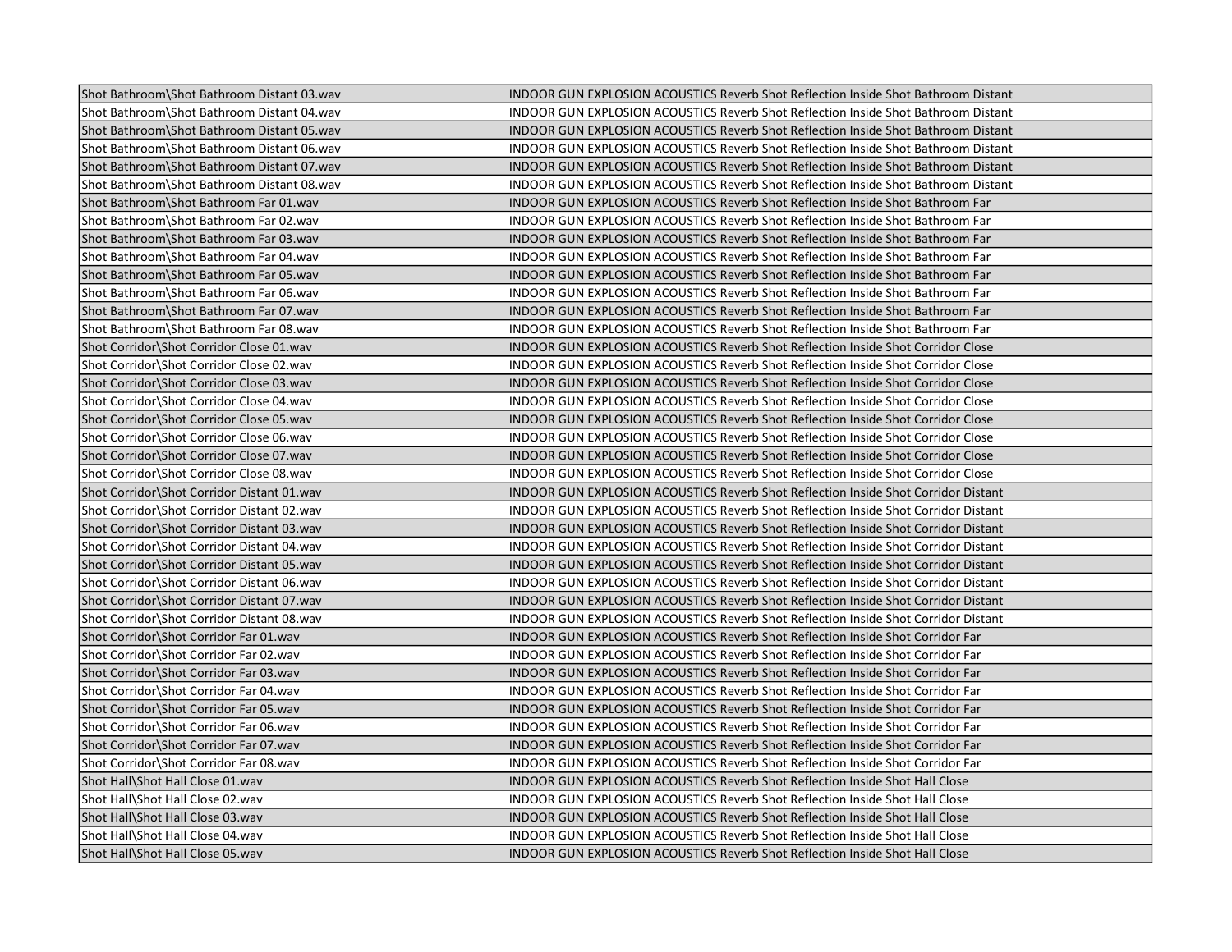| Shot Bathroom\Shot Bathroom Distant 03.wav | INDOOR GUN EXPLOSION ACOUSTICS Reverb Shot Reflection Inside Shot Bathroom Distant |
|---|---|
| Shot Bathroom\Shot Bathroom Distant 04.wav | INDOOR GUN EXPLOSION ACOUSTICS Reverb Shot Reflection Inside Shot Bathroom Distant |
| Shot Bathroom\Shot Bathroom Distant 05.wav | INDOOR GUN EXPLOSION ACOUSTICS Reverb Shot Reflection Inside Shot Bathroom Distant |
| Shot Bathroom\Shot Bathroom Distant 06.wav | INDOOR GUN EXPLOSION ACOUSTICS Reverb Shot Reflection Inside Shot Bathroom Distant |
| Shot Bathroom\Shot Bathroom Distant 07.wav | INDOOR GUN EXPLOSION ACOUSTICS Reverb Shot Reflection Inside Shot Bathroom Distant |
| Shot Bathroom\Shot Bathroom Distant 08.wav | INDOOR GUN EXPLOSION ACOUSTICS Reverb Shot Reflection Inside Shot Bathroom Distant |
| Shot Bathroom\Shot Bathroom Far 01.wav | INDOOR GUN EXPLOSION ACOUSTICS Reverb Shot Reflection Inside Shot Bathroom Far |
| Shot Bathroom\Shot Bathroom Far 02.wav | INDOOR GUN EXPLOSION ACOUSTICS Reverb Shot Reflection Inside Shot Bathroom Far |
| Shot Bathroom\Shot Bathroom Far 03.wav | INDOOR GUN EXPLOSION ACOUSTICS Reverb Shot Reflection Inside Shot Bathroom Far |
| Shot Bathroom\Shot Bathroom Far 04.wav | INDOOR GUN EXPLOSION ACOUSTICS Reverb Shot Reflection Inside Shot Bathroom Far |
| Shot Bathroom\Shot Bathroom Far 05.wav | INDOOR GUN EXPLOSION ACOUSTICS Reverb Shot Reflection Inside Shot Bathroom Far |
| Shot Bathroom\Shot Bathroom Far 06.wav | INDOOR GUN EXPLOSION ACOUSTICS Reverb Shot Reflection Inside Shot Bathroom Far |
| Shot Bathroom\Shot Bathroom Far 07.wav | INDOOR GUN EXPLOSION ACOUSTICS Reverb Shot Reflection Inside Shot Bathroom Far |
| Shot Bathroom\Shot Bathroom Far 08.wav | INDOOR GUN EXPLOSION ACOUSTICS Reverb Shot Reflection Inside Shot Bathroom Far |
| Shot Corridor\Shot Corridor Close 01.wav | INDOOR GUN EXPLOSION ACOUSTICS Reverb Shot Reflection Inside Shot Corridor Close |
| Shot Corridor\Shot Corridor Close 02.wav | INDOOR GUN EXPLOSION ACOUSTICS Reverb Shot Reflection Inside Shot Corridor Close |
| Shot Corridor\Shot Corridor Close 03.wav | INDOOR GUN EXPLOSION ACOUSTICS Reverb Shot Reflection Inside Shot Corridor Close |
| Shot Corridor\Shot Corridor Close 04.wav | INDOOR GUN EXPLOSION ACOUSTICS Reverb Shot Reflection Inside Shot Corridor Close |
| Shot Corridor\Shot Corridor Close 05.wav | INDOOR GUN EXPLOSION ACOUSTICS Reverb Shot Reflection Inside Shot Corridor Close |
| Shot Corridor\Shot Corridor Close 06.wav | INDOOR GUN EXPLOSION ACOUSTICS Reverb Shot Reflection Inside Shot Corridor Close |
| Shot Corridor\Shot Corridor Close 07.wav | INDOOR GUN EXPLOSION ACOUSTICS Reverb Shot Reflection Inside Shot Corridor Close |
| Shot Corridor\Shot Corridor Close 08.wav | INDOOR GUN EXPLOSION ACOUSTICS Reverb Shot Reflection Inside Shot Corridor Close |
| Shot Corridor\Shot Corridor Distant 01.wav | INDOOR GUN EXPLOSION ACOUSTICS Reverb Shot Reflection Inside Shot Corridor Distant |
| Shot Corridor\Shot Corridor Distant 02.wav | INDOOR GUN EXPLOSION ACOUSTICS Reverb Shot Reflection Inside Shot Corridor Distant |
| Shot Corridor\Shot Corridor Distant 03.wav | INDOOR GUN EXPLOSION ACOUSTICS Reverb Shot Reflection Inside Shot Corridor Distant |
| Shot Corridor\Shot Corridor Distant 04.wav | INDOOR GUN EXPLOSION ACOUSTICS Reverb Shot Reflection Inside Shot Corridor Distant |
| Shot Corridor\Shot Corridor Distant 05.wav | INDOOR GUN EXPLOSION ACOUSTICS Reverb Shot Reflection Inside Shot Corridor Distant |
| Shot Corridor\Shot Corridor Distant 06.wav | INDOOR GUN EXPLOSION ACOUSTICS Reverb Shot Reflection Inside Shot Corridor Distant |
| Shot Corridor\Shot Corridor Distant 07.wav | INDOOR GUN EXPLOSION ACOUSTICS Reverb Shot Reflection Inside Shot Corridor Distant |
| Shot Corridor\Shot Corridor Distant 08.wav | INDOOR GUN EXPLOSION ACOUSTICS Reverb Shot Reflection Inside Shot Corridor Distant |
| Shot Corridor\Shot Corridor Far 01.wav | INDOOR GUN EXPLOSION ACOUSTICS Reverb Shot Reflection Inside Shot Corridor Far |
| Shot Corridor\Shot Corridor Far 02.wav | INDOOR GUN EXPLOSION ACOUSTICS Reverb Shot Reflection Inside Shot Corridor Far |
| Shot Corridor\Shot Corridor Far 03.wav | INDOOR GUN EXPLOSION ACOUSTICS Reverb Shot Reflection Inside Shot Corridor Far |
| Shot Corridor\Shot Corridor Far 04.wav | INDOOR GUN EXPLOSION ACOUSTICS Reverb Shot Reflection Inside Shot Corridor Far |
| Shot Corridor\Shot Corridor Far 05.wav | INDOOR GUN EXPLOSION ACOUSTICS Reverb Shot Reflection Inside Shot Corridor Far |
| Shot Corridor\Shot Corridor Far 06.wav | INDOOR GUN EXPLOSION ACOUSTICS Reverb Shot Reflection Inside Shot Corridor Far |
| Shot Corridor\Shot Corridor Far 07.wav | INDOOR GUN EXPLOSION ACOUSTICS Reverb Shot Reflection Inside Shot Corridor Far |
| Shot Corridor\Shot Corridor Far 08.wav | INDOOR GUN EXPLOSION ACOUSTICS Reverb Shot Reflection Inside Shot Corridor Far |
| Shot Hall\Shot Hall Close 01.wav | INDOOR GUN EXPLOSION ACOUSTICS Reverb Shot Reflection Inside Shot Hall Close |
| Shot Hall\Shot Hall Close 02.wav | INDOOR GUN EXPLOSION ACOUSTICS Reverb Shot Reflection Inside Shot Hall Close |
| Shot Hall\Shot Hall Close 03.wav | INDOOR GUN EXPLOSION ACOUSTICS Reverb Shot Reflection Inside Shot Hall Close |
| Shot Hall\Shot Hall Close 04.wav | INDOOR GUN EXPLOSION ACOUSTICS Reverb Shot Reflection Inside Shot Hall Close |
| Shot Hall\Shot Hall Close 05.wav | INDOOR GUN EXPLOSION ACOUSTICS Reverb Shot Reflection Inside Shot Hall Close |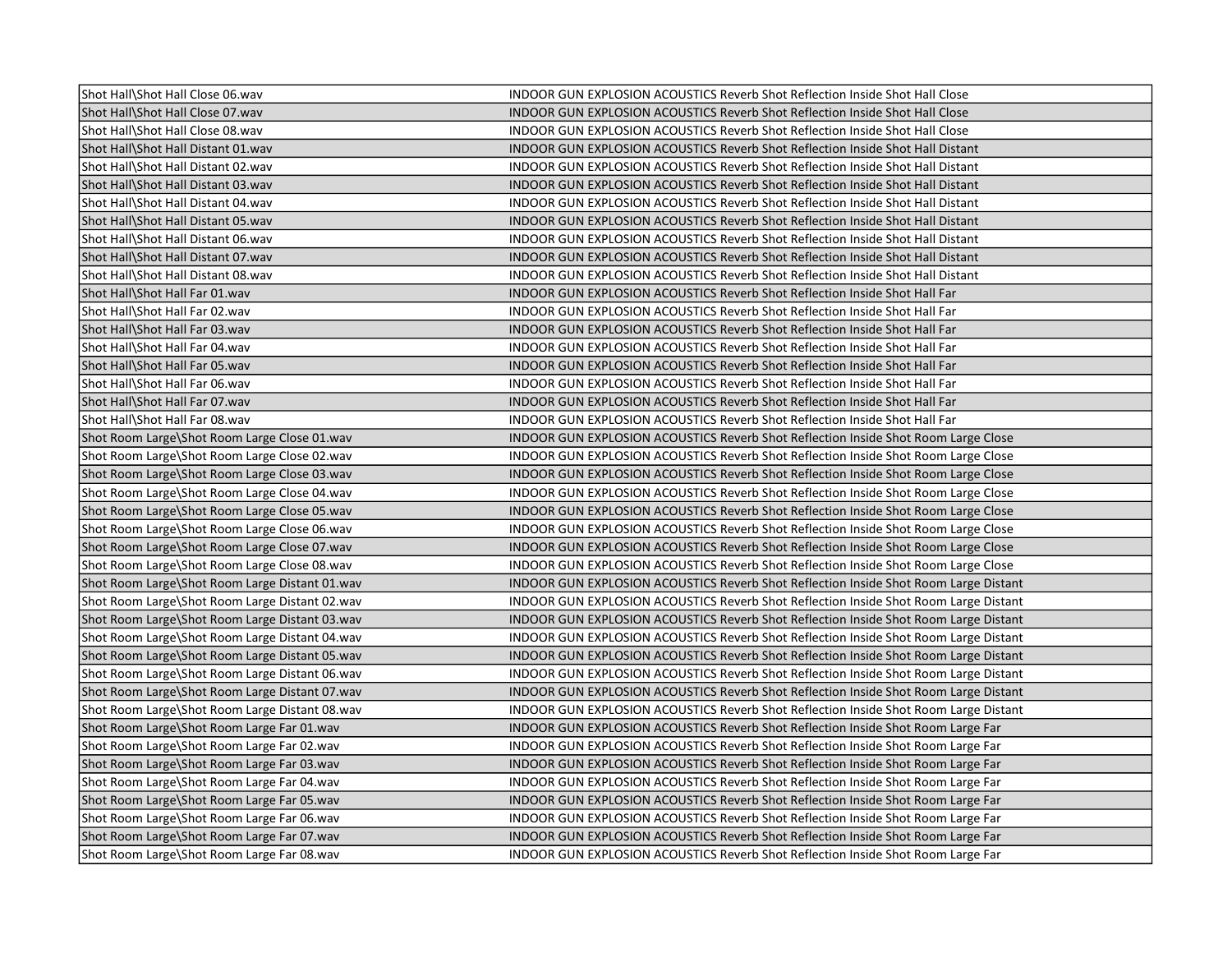| | |
|---|---|
| Shot Hall\Shot Hall Close 06.wav | INDOOR GUN EXPLOSION ACOUSTICS Reverb Shot Reflection Inside Shot Hall Close |
| Shot Hall\Shot Hall Close 07.wav | INDOOR GUN EXPLOSION ACOUSTICS Reverb Shot Reflection Inside Shot Hall Close |
| Shot Hall\Shot Hall Close 08.wav | INDOOR GUN EXPLOSION ACOUSTICS Reverb Shot Reflection Inside Shot Hall Close |
| Shot Hall\Shot Hall Distant 01.wav | INDOOR GUN EXPLOSION ACOUSTICS Reverb Shot Reflection Inside Shot Hall Distant |
| Shot Hall\Shot Hall Distant 02.wav | INDOOR GUN EXPLOSION ACOUSTICS Reverb Shot Reflection Inside Shot Hall Distant |
| Shot Hall\Shot Hall Distant 03.wav | INDOOR GUN EXPLOSION ACOUSTICS Reverb Shot Reflection Inside Shot Hall Distant |
| Shot Hall\Shot Hall Distant 04.wav | INDOOR GUN EXPLOSION ACOUSTICS Reverb Shot Reflection Inside Shot Hall Distant |
| Shot Hall\Shot Hall Distant 05.wav | INDOOR GUN EXPLOSION ACOUSTICS Reverb Shot Reflection Inside Shot Hall Distant |
| Shot Hall\Shot Hall Distant 06.wav | INDOOR GUN EXPLOSION ACOUSTICS Reverb Shot Reflection Inside Shot Hall Distant |
| Shot Hall\Shot Hall Distant 07.wav | INDOOR GUN EXPLOSION ACOUSTICS Reverb Shot Reflection Inside Shot Hall Distant |
| Shot Hall\Shot Hall Distant 08.wav | INDOOR GUN EXPLOSION ACOUSTICS Reverb Shot Reflection Inside Shot Hall Distant |
| Shot Hall\Shot Hall Far 01.wav | INDOOR GUN EXPLOSION ACOUSTICS Reverb Shot Reflection Inside Shot Hall Far |
| Shot Hall\Shot Hall Far 02.wav | INDOOR GUN EXPLOSION ACOUSTICS Reverb Shot Reflection Inside Shot Hall Far |
| Shot Hall\Shot Hall Far 03.wav | INDOOR GUN EXPLOSION ACOUSTICS Reverb Shot Reflection Inside Shot Hall Far |
| Shot Hall\Shot Hall Far 04.wav | INDOOR GUN EXPLOSION ACOUSTICS Reverb Shot Reflection Inside Shot Hall Far |
| Shot Hall\Shot Hall Far 05.wav | INDOOR GUN EXPLOSION ACOUSTICS Reverb Shot Reflection Inside Shot Hall Far |
| Shot Hall\Shot Hall Far 06.wav | INDOOR GUN EXPLOSION ACOUSTICS Reverb Shot Reflection Inside Shot Hall Far |
| Shot Hall\Shot Hall Far 07.wav | INDOOR GUN EXPLOSION ACOUSTICS Reverb Shot Reflection Inside Shot Hall Far |
| Shot Hall\Shot Hall Far 08.wav | INDOOR GUN EXPLOSION ACOUSTICS Reverb Shot Reflection Inside Shot Hall Far |
| Shot Room Large\Shot Room Large Close 01.wav | INDOOR GUN EXPLOSION ACOUSTICS Reverb Shot Reflection Inside Shot Room Large Close |
| Shot Room Large\Shot Room Large Close 02.wav | INDOOR GUN EXPLOSION ACOUSTICS Reverb Shot Reflection Inside Shot Room Large Close |
| Shot Room Large\Shot Room Large Close 03.wav | INDOOR GUN EXPLOSION ACOUSTICS Reverb Shot Reflection Inside Shot Room Large Close |
| Shot Room Large\Shot Room Large Close 04.wav | INDOOR GUN EXPLOSION ACOUSTICS Reverb Shot Reflection Inside Shot Room Large Close |
| Shot Room Large\Shot Room Large Close 05.wav | INDOOR GUN EXPLOSION ACOUSTICS Reverb Shot Reflection Inside Shot Room Large Close |
| Shot Room Large\Shot Room Large Close 06.wav | INDOOR GUN EXPLOSION ACOUSTICS Reverb Shot Reflection Inside Shot Room Large Close |
| Shot Room Large\Shot Room Large Close 07.wav | INDOOR GUN EXPLOSION ACOUSTICS Reverb Shot Reflection Inside Shot Room Large Close |
| Shot Room Large\Shot Room Large Close 08.wav | INDOOR GUN EXPLOSION ACOUSTICS Reverb Shot Reflection Inside Shot Room Large Close |
| Shot Room Large\Shot Room Large Distant 01.wav | INDOOR GUN EXPLOSION ACOUSTICS Reverb Shot Reflection Inside Shot Room Large Distant |
| Shot Room Large\Shot Room Large Distant 02.wav | INDOOR GUN EXPLOSION ACOUSTICS Reverb Shot Reflection Inside Shot Room Large Distant |
| Shot Room Large\Shot Room Large Distant 03.wav | INDOOR GUN EXPLOSION ACOUSTICS Reverb Shot Reflection Inside Shot Room Large Distant |
| Shot Room Large\Shot Room Large Distant 04.wav | INDOOR GUN EXPLOSION ACOUSTICS Reverb Shot Reflection Inside Shot Room Large Distant |
| Shot Room Large\Shot Room Large Distant 05.wav | INDOOR GUN EXPLOSION ACOUSTICS Reverb Shot Reflection Inside Shot Room Large Distant |
| Shot Room Large\Shot Room Large Distant 06.wav | INDOOR GUN EXPLOSION ACOUSTICS Reverb Shot Reflection Inside Shot Room Large Distant |
| Shot Room Large\Shot Room Large Distant 07.wav | INDOOR GUN EXPLOSION ACOUSTICS Reverb Shot Reflection Inside Shot Room Large Distant |
| Shot Room Large\Shot Room Large Distant 08.wav | INDOOR GUN EXPLOSION ACOUSTICS Reverb Shot Reflection Inside Shot Room Large Distant |
| Shot Room Large\Shot Room Large Far 01.wav | INDOOR GUN EXPLOSION ACOUSTICS Reverb Shot Reflection Inside Shot Room Large Far |
| Shot Room Large\Shot Room Large Far 02.wav | INDOOR GUN EXPLOSION ACOUSTICS Reverb Shot Reflection Inside Shot Room Large Far |
| Shot Room Large\Shot Room Large Far 03.wav | INDOOR GUN EXPLOSION ACOUSTICS Reverb Shot Reflection Inside Shot Room Large Far |
| Shot Room Large\Shot Room Large Far 04.wav | INDOOR GUN EXPLOSION ACOUSTICS Reverb Shot Reflection Inside Shot Room Large Far |
| Shot Room Large\Shot Room Large Far 05.wav | INDOOR GUN EXPLOSION ACOUSTICS Reverb Shot Reflection Inside Shot Room Large Far |
| Shot Room Large\Shot Room Large Far 06.wav | INDOOR GUN EXPLOSION ACOUSTICS Reverb Shot Reflection Inside Shot Room Large Far |
| Shot Room Large\Shot Room Large Far 07.wav | INDOOR GUN EXPLOSION ACOUSTICS Reverb Shot Reflection Inside Shot Room Large Far |
| Shot Room Large\Shot Room Large Far 08.wav | INDOOR GUN EXPLOSION ACOUSTICS Reverb Shot Reflection Inside Shot Room Large Far |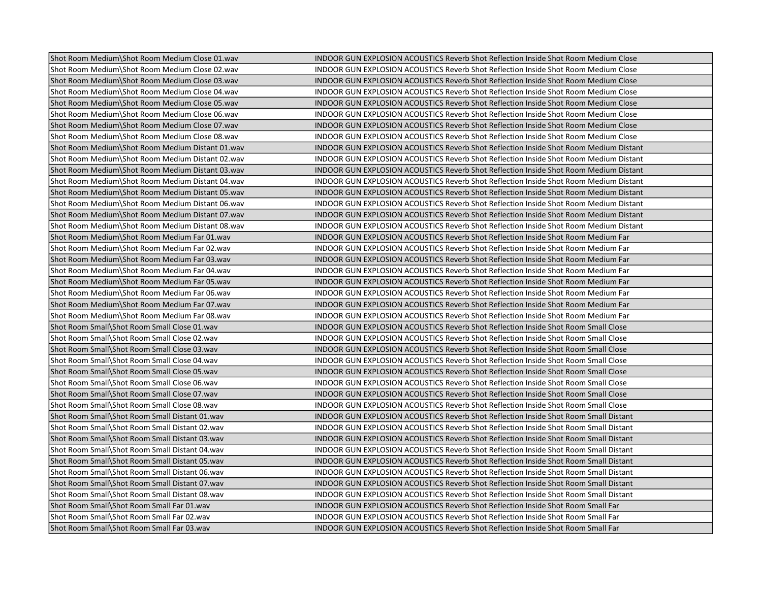| Shot Room Medium\Shot Room Medium Close 01.wav | INDOOR GUN EXPLOSION ACOUSTICS Reverb Shot Reflection Inside Shot Room Medium Close |
|---|---|
| Shot Room Medium\Shot Room Medium Close 02.wav | INDOOR GUN EXPLOSION ACOUSTICS Reverb Shot Reflection Inside Shot Room Medium Close |
| Shot Room Medium\Shot Room Medium Close 03.wav | INDOOR GUN EXPLOSION ACOUSTICS Reverb Shot Reflection Inside Shot Room Medium Close |
| Shot Room Medium\Shot Room Medium Close 04.wav | INDOOR GUN EXPLOSION ACOUSTICS Reverb Shot Reflection Inside Shot Room Medium Close |
| Shot Room Medium\Shot Room Medium Close 05.wav | INDOOR GUN EXPLOSION ACOUSTICS Reverb Shot Reflection Inside Shot Room Medium Close |
| Shot Room Medium\Shot Room Medium Close 06.wav | INDOOR GUN EXPLOSION ACOUSTICS Reverb Shot Reflection Inside Shot Room Medium Close |
| Shot Room Medium\Shot Room Medium Close 07.wav | INDOOR GUN EXPLOSION ACOUSTICS Reverb Shot Reflection Inside Shot Room Medium Close |
| Shot Room Medium\Shot Room Medium Close 08.wav | INDOOR GUN EXPLOSION ACOUSTICS Reverb Shot Reflection Inside Shot Room Medium Close |
| Shot Room Medium\Shot Room Medium Distant 01.wav | INDOOR GUN EXPLOSION ACOUSTICS Reverb Shot Reflection Inside Shot Room Medium Distant |
| Shot Room Medium\Shot Room Medium Distant 02.wav | INDOOR GUN EXPLOSION ACOUSTICS Reverb Shot Reflection Inside Shot Room Medium Distant |
| Shot Room Medium\Shot Room Medium Distant 03.wav | INDOOR GUN EXPLOSION ACOUSTICS Reverb Shot Reflection Inside Shot Room Medium Distant |
| Shot Room Medium\Shot Room Medium Distant 04.wav | INDOOR GUN EXPLOSION ACOUSTICS Reverb Shot Reflection Inside Shot Room Medium Distant |
| Shot Room Medium\Shot Room Medium Distant 05.wav | INDOOR GUN EXPLOSION ACOUSTICS Reverb Shot Reflection Inside Shot Room Medium Distant |
| Shot Room Medium\Shot Room Medium Distant 06.wav | INDOOR GUN EXPLOSION ACOUSTICS Reverb Shot Reflection Inside Shot Room Medium Distant |
| Shot Room Medium\Shot Room Medium Distant 07.wav | INDOOR GUN EXPLOSION ACOUSTICS Reverb Shot Reflection Inside Shot Room Medium Distant |
| Shot Room Medium\Shot Room Medium Distant 08.wav | INDOOR GUN EXPLOSION ACOUSTICS Reverb Shot Reflection Inside Shot Room Medium Distant |
| Shot Room Medium\Shot Room Medium Far 01.wav | INDOOR GUN EXPLOSION ACOUSTICS Reverb Shot Reflection Inside Shot Room Medium Far |
| Shot Room Medium\Shot Room Medium Far 02.wav | INDOOR GUN EXPLOSION ACOUSTICS Reverb Shot Reflection Inside Shot Room Medium Far |
| Shot Room Medium\Shot Room Medium Far 03.wav | INDOOR GUN EXPLOSION ACOUSTICS Reverb Shot Reflection Inside Shot Room Medium Far |
| Shot Room Medium\Shot Room Medium Far 04.wav | INDOOR GUN EXPLOSION ACOUSTICS Reverb Shot Reflection Inside Shot Room Medium Far |
| Shot Room Medium\Shot Room Medium Far 05.wav | INDOOR GUN EXPLOSION ACOUSTICS Reverb Shot Reflection Inside Shot Room Medium Far |
| Shot Room Medium\Shot Room Medium Far 06.wav | INDOOR GUN EXPLOSION ACOUSTICS Reverb Shot Reflection Inside Shot Room Medium Far |
| Shot Room Medium\Shot Room Medium Far 07.wav | INDOOR GUN EXPLOSION ACOUSTICS Reverb Shot Reflection Inside Shot Room Medium Far |
| Shot Room Medium\Shot Room Medium Far 08.wav | INDOOR GUN EXPLOSION ACOUSTICS Reverb Shot Reflection Inside Shot Room Medium Far |
| Shot Room Small\Shot Room Small Close 01.wav | INDOOR GUN EXPLOSION ACOUSTICS Reverb Shot Reflection Inside Shot Room Small Close |
| Shot Room Small\Shot Room Small Close 02.wav | INDOOR GUN EXPLOSION ACOUSTICS Reverb Shot Reflection Inside Shot Room Small Close |
| Shot Room Small\Shot Room Small Close 03.wav | INDOOR GUN EXPLOSION ACOUSTICS Reverb Shot Reflection Inside Shot Room Small Close |
| Shot Room Small\Shot Room Small Close 04.wav | INDOOR GUN EXPLOSION ACOUSTICS Reverb Shot Reflection Inside Shot Room Small Close |
| Shot Room Small\Shot Room Small Close 05.wav | INDOOR GUN EXPLOSION ACOUSTICS Reverb Shot Reflection Inside Shot Room Small Close |
| Shot Room Small\Shot Room Small Close 06.wav | INDOOR GUN EXPLOSION ACOUSTICS Reverb Shot Reflection Inside Shot Room Small Close |
| Shot Room Small\Shot Room Small Close 07.wav | INDOOR GUN EXPLOSION ACOUSTICS Reverb Shot Reflection Inside Shot Room Small Close |
| Shot Room Small\Shot Room Small Close 08.wav | INDOOR GUN EXPLOSION ACOUSTICS Reverb Shot Reflection Inside Shot Room Small Close |
| Shot Room Small\Shot Room Small Distant 01.wav | INDOOR GUN EXPLOSION ACOUSTICS Reverb Shot Reflection Inside Shot Room Small Distant |
| Shot Room Small\Shot Room Small Distant 02.wav | INDOOR GUN EXPLOSION ACOUSTICS Reverb Shot Reflection Inside Shot Room Small Distant |
| Shot Room Small\Shot Room Small Distant 03.wav | INDOOR GUN EXPLOSION ACOUSTICS Reverb Shot Reflection Inside Shot Room Small Distant |
| Shot Room Small\Shot Room Small Distant 04.wav | INDOOR GUN EXPLOSION ACOUSTICS Reverb Shot Reflection Inside Shot Room Small Distant |
| Shot Room Small\Shot Room Small Distant 05.wav | INDOOR GUN EXPLOSION ACOUSTICS Reverb Shot Reflection Inside Shot Room Small Distant |
| Shot Room Small\Shot Room Small Distant 06.wav | INDOOR GUN EXPLOSION ACOUSTICS Reverb Shot Reflection Inside Shot Room Small Distant |
| Shot Room Small\Shot Room Small Distant 07.wav | INDOOR GUN EXPLOSION ACOUSTICS Reverb Shot Reflection Inside Shot Room Small Distant |
| Shot Room Small\Shot Room Small Distant 08.wav | INDOOR GUN EXPLOSION ACOUSTICS Reverb Shot Reflection Inside Shot Room Small Distant |
| Shot Room Small\Shot Room Small Far 01.wav | INDOOR GUN EXPLOSION ACOUSTICS Reverb Shot Reflection Inside Shot Room Small Far |
| Shot Room Small\Shot Room Small Far 02.wav | INDOOR GUN EXPLOSION ACOUSTICS Reverb Shot Reflection Inside Shot Room Small Far |
| Shot Room Small\Shot Room Small Far 03.wav | INDOOR GUN EXPLOSION ACOUSTICS Reverb Shot Reflection Inside Shot Room Small Far |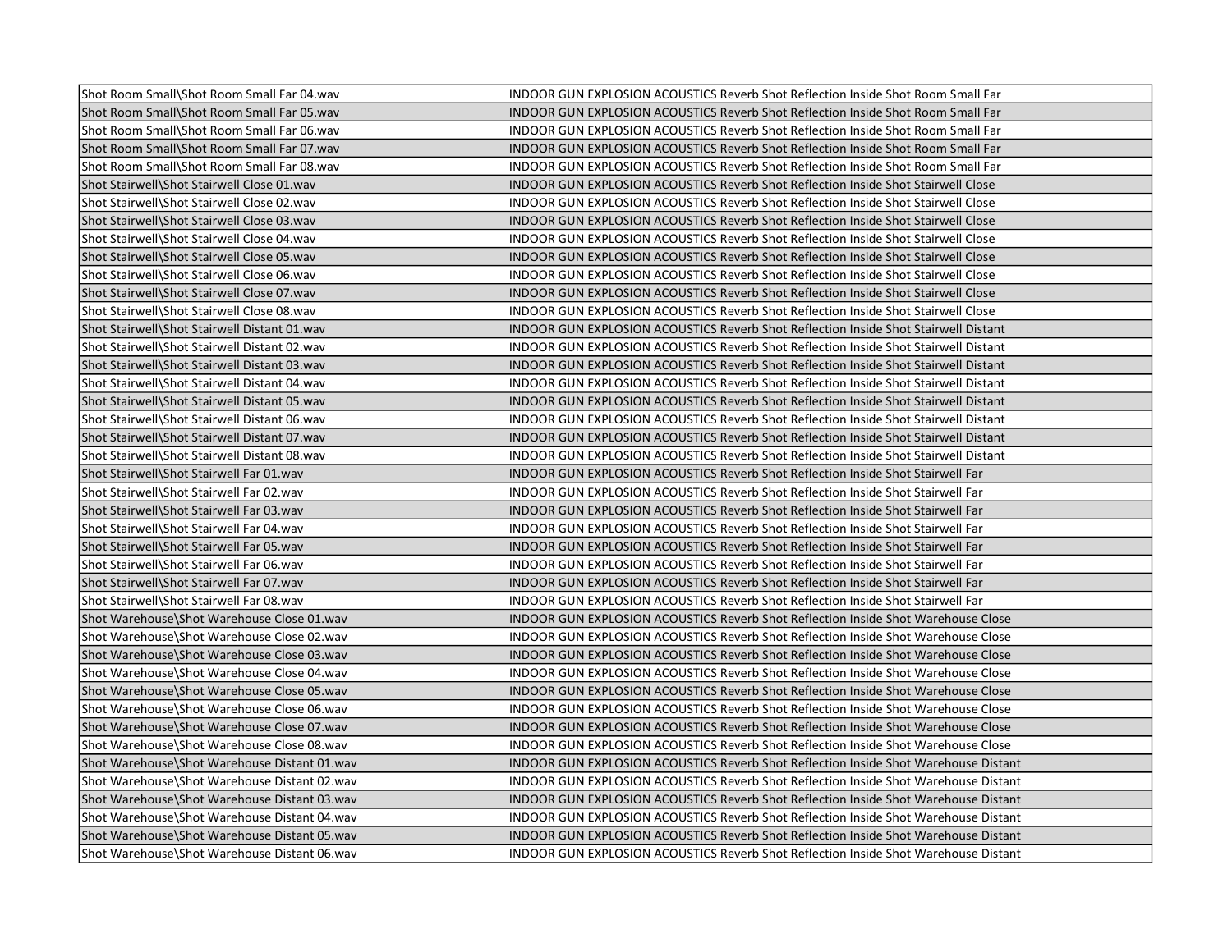| | |
|---|---|
| Shot Room Small\Shot Room Small Far 04.wav | INDOOR GUN EXPLOSION ACOUSTICS Reverb Shot Reflection Inside Shot Room Small Far |
| Shot Room Small\Shot Room Small Far 05.wav | INDOOR GUN EXPLOSION ACOUSTICS Reverb Shot Reflection Inside Shot Room Small Far |
| Shot Room Small\Shot Room Small Far 06.wav | INDOOR GUN EXPLOSION ACOUSTICS Reverb Shot Reflection Inside Shot Room Small Far |
| Shot Room Small\Shot Room Small Far 07.wav | INDOOR GUN EXPLOSION ACOUSTICS Reverb Shot Reflection Inside Shot Room Small Far |
| Shot Room Small\Shot Room Small Far 08.wav | INDOOR GUN EXPLOSION ACOUSTICS Reverb Shot Reflection Inside Shot Room Small Far |
| Shot Stairwell\Shot Stairwell Close 01.wav | INDOOR GUN EXPLOSION ACOUSTICS Reverb Shot Reflection Inside Shot Stairwell Close |
| Shot Stairwell\Shot Stairwell Close 02.wav | INDOOR GUN EXPLOSION ACOUSTICS Reverb Shot Reflection Inside Shot Stairwell Close |
| Shot Stairwell\Shot Stairwell Close 03.wav | INDOOR GUN EXPLOSION ACOUSTICS Reverb Shot Reflection Inside Shot Stairwell Close |
| Shot Stairwell\Shot Stairwell Close 04.wav | INDOOR GUN EXPLOSION ACOUSTICS Reverb Shot Reflection Inside Shot Stairwell Close |
| Shot Stairwell\Shot Stairwell Close 05.wav | INDOOR GUN EXPLOSION ACOUSTICS Reverb Shot Reflection Inside Shot Stairwell Close |
| Shot Stairwell\Shot Stairwell Close 06.wav | INDOOR GUN EXPLOSION ACOUSTICS Reverb Shot Reflection Inside Shot Stairwell Close |
| Shot Stairwell\Shot Stairwell Close 07.wav | INDOOR GUN EXPLOSION ACOUSTICS Reverb Shot Reflection Inside Shot Stairwell Close |
| Shot Stairwell\Shot Stairwell Close 08.wav | INDOOR GUN EXPLOSION ACOUSTICS Reverb Shot Reflection Inside Shot Stairwell Close |
| Shot Stairwell\Shot Stairwell Distant 01.wav | INDOOR GUN EXPLOSION ACOUSTICS Reverb Shot Reflection Inside Shot Stairwell Distant |
| Shot Stairwell\Shot Stairwell Distant 02.wav | INDOOR GUN EXPLOSION ACOUSTICS Reverb Shot Reflection Inside Shot Stairwell Distant |
| Shot Stairwell\Shot Stairwell Distant 03.wav | INDOOR GUN EXPLOSION ACOUSTICS Reverb Shot Reflection Inside Shot Stairwell Distant |
| Shot Stairwell\Shot Stairwell Distant 04.wav | INDOOR GUN EXPLOSION ACOUSTICS Reverb Shot Reflection Inside Shot Stairwell Distant |
| Shot Stairwell\Shot Stairwell Distant 05.wav | INDOOR GUN EXPLOSION ACOUSTICS Reverb Shot Reflection Inside Shot Stairwell Distant |
| Shot Stairwell\Shot Stairwell Distant 06.wav | INDOOR GUN EXPLOSION ACOUSTICS Reverb Shot Reflection Inside Shot Stairwell Distant |
| Shot Stairwell\Shot Stairwell Distant 07.wav | INDOOR GUN EXPLOSION ACOUSTICS Reverb Shot Reflection Inside Shot Stairwell Distant |
| Shot Stairwell\Shot Stairwell Distant 08.wav | INDOOR GUN EXPLOSION ACOUSTICS Reverb Shot Reflection Inside Shot Stairwell Distant |
| Shot Stairwell\Shot Stairwell Far 01.wav | INDOOR GUN EXPLOSION ACOUSTICS Reverb Shot Reflection Inside Shot Stairwell Far |
| Shot Stairwell\Shot Stairwell Far 02.wav | INDOOR GUN EXPLOSION ACOUSTICS Reverb Shot Reflection Inside Shot Stairwell Far |
| Shot Stairwell\Shot Stairwell Far 03.wav | INDOOR GUN EXPLOSION ACOUSTICS Reverb Shot Reflection Inside Shot Stairwell Far |
| Shot Stairwell\Shot Stairwell Far 04.wav | INDOOR GUN EXPLOSION ACOUSTICS Reverb Shot Reflection Inside Shot Stairwell Far |
| Shot Stairwell\Shot Stairwell Far 05.wav | INDOOR GUN EXPLOSION ACOUSTICS Reverb Shot Reflection Inside Shot Stairwell Far |
| Shot Stairwell\Shot Stairwell Far 06.wav | INDOOR GUN EXPLOSION ACOUSTICS Reverb Shot Reflection Inside Shot Stairwell Far |
| Shot Stairwell\Shot Stairwell Far 07.wav | INDOOR GUN EXPLOSION ACOUSTICS Reverb Shot Reflection Inside Shot Stairwell Far |
| Shot Stairwell\Shot Stairwell Far 08.wav | INDOOR GUN EXPLOSION ACOUSTICS Reverb Shot Reflection Inside Shot Stairwell Far |
| Shot Warehouse\Shot Warehouse Close 01.wav | INDOOR GUN EXPLOSION ACOUSTICS Reverb Shot Reflection Inside Shot Warehouse Close |
| Shot Warehouse\Shot Warehouse Close 02.wav | INDOOR GUN EXPLOSION ACOUSTICS Reverb Shot Reflection Inside Shot Warehouse Close |
| Shot Warehouse\Shot Warehouse Close 03.wav | INDOOR GUN EXPLOSION ACOUSTICS Reverb Shot Reflection Inside Shot Warehouse Close |
| Shot Warehouse\Shot Warehouse Close 04.wav | INDOOR GUN EXPLOSION ACOUSTICS Reverb Shot Reflection Inside Shot Warehouse Close |
| Shot Warehouse\Shot Warehouse Close 05.wav | INDOOR GUN EXPLOSION ACOUSTICS Reverb Shot Reflection Inside Shot Warehouse Close |
| Shot Warehouse\Shot Warehouse Close 06.wav | INDOOR GUN EXPLOSION ACOUSTICS Reverb Shot Reflection Inside Shot Warehouse Close |
| Shot Warehouse\Shot Warehouse Close 07.wav | INDOOR GUN EXPLOSION ACOUSTICS Reverb Shot Reflection Inside Shot Warehouse Close |
| Shot Warehouse\Shot Warehouse Close 08.wav | INDOOR GUN EXPLOSION ACOUSTICS Reverb Shot Reflection Inside Shot Warehouse Close |
| Shot Warehouse\Shot Warehouse Distant 01.wav | INDOOR GUN EXPLOSION ACOUSTICS Reverb Shot Reflection Inside Shot Warehouse Distant |
| Shot Warehouse\Shot Warehouse Distant 02.wav | INDOOR GUN EXPLOSION ACOUSTICS Reverb Shot Reflection Inside Shot Warehouse Distant |
| Shot Warehouse\Shot Warehouse Distant 03.wav | INDOOR GUN EXPLOSION ACOUSTICS Reverb Shot Reflection Inside Shot Warehouse Distant |
| Shot Warehouse\Shot Warehouse Distant 04.wav | INDOOR GUN EXPLOSION ACOUSTICS Reverb Shot Reflection Inside Shot Warehouse Distant |
| Shot Warehouse\Shot Warehouse Distant 05.wav | INDOOR GUN EXPLOSION ACOUSTICS Reverb Shot Reflection Inside Shot Warehouse Distant |
| Shot Warehouse\Shot Warehouse Distant 06.wav | INDOOR GUN EXPLOSION ACOUSTICS Reverb Shot Reflection Inside Shot Warehouse Distant |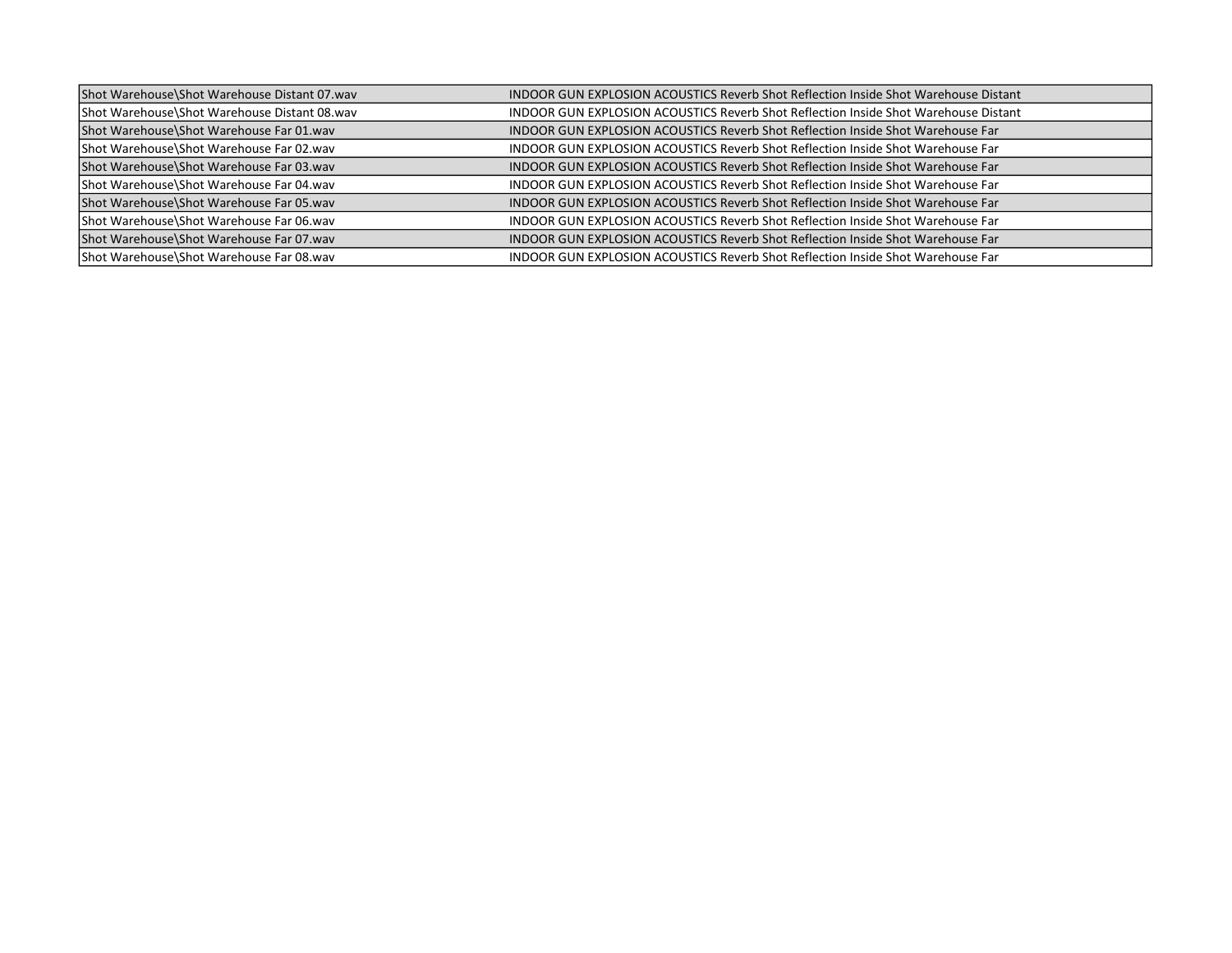| | |
|---|---|
| Shot Warehouse\Shot Warehouse Distant 07.wav | INDOOR GUN EXPLOSION ACOUSTICS Reverb Shot Reflection Inside Shot Warehouse Distant |
| Shot Warehouse\Shot Warehouse Distant 08.wav | INDOOR GUN EXPLOSION ACOUSTICS Reverb Shot Reflection Inside Shot Warehouse Distant |
| Shot Warehouse\Shot Warehouse Far 01.wav | INDOOR GUN EXPLOSION ACOUSTICS Reverb Shot Reflection Inside Shot Warehouse Far |
| Shot Warehouse\Shot Warehouse Far 02.wav | INDOOR GUN EXPLOSION ACOUSTICS Reverb Shot Reflection Inside Shot Warehouse Far |
| Shot Warehouse\Shot Warehouse Far 03.wav | INDOOR GUN EXPLOSION ACOUSTICS Reverb Shot Reflection Inside Shot Warehouse Far |
| Shot Warehouse\Shot Warehouse Far 04.wav | INDOOR GUN EXPLOSION ACOUSTICS Reverb Shot Reflection Inside Shot Warehouse Far |
| Shot Warehouse\Shot Warehouse Far 05.wav | INDOOR GUN EXPLOSION ACOUSTICS Reverb Shot Reflection Inside Shot Warehouse Far |
| Shot Warehouse\Shot Warehouse Far 06.wav | INDOOR GUN EXPLOSION ACOUSTICS Reverb Shot Reflection Inside Shot Warehouse Far |
| Shot Warehouse\Shot Warehouse Far 07.wav | INDOOR GUN EXPLOSION ACOUSTICS Reverb Shot Reflection Inside Shot Warehouse Far |
| Shot Warehouse\Shot Warehouse Far 08.wav | INDOOR GUN EXPLOSION ACOUSTICS Reverb Shot Reflection Inside Shot Warehouse Far |